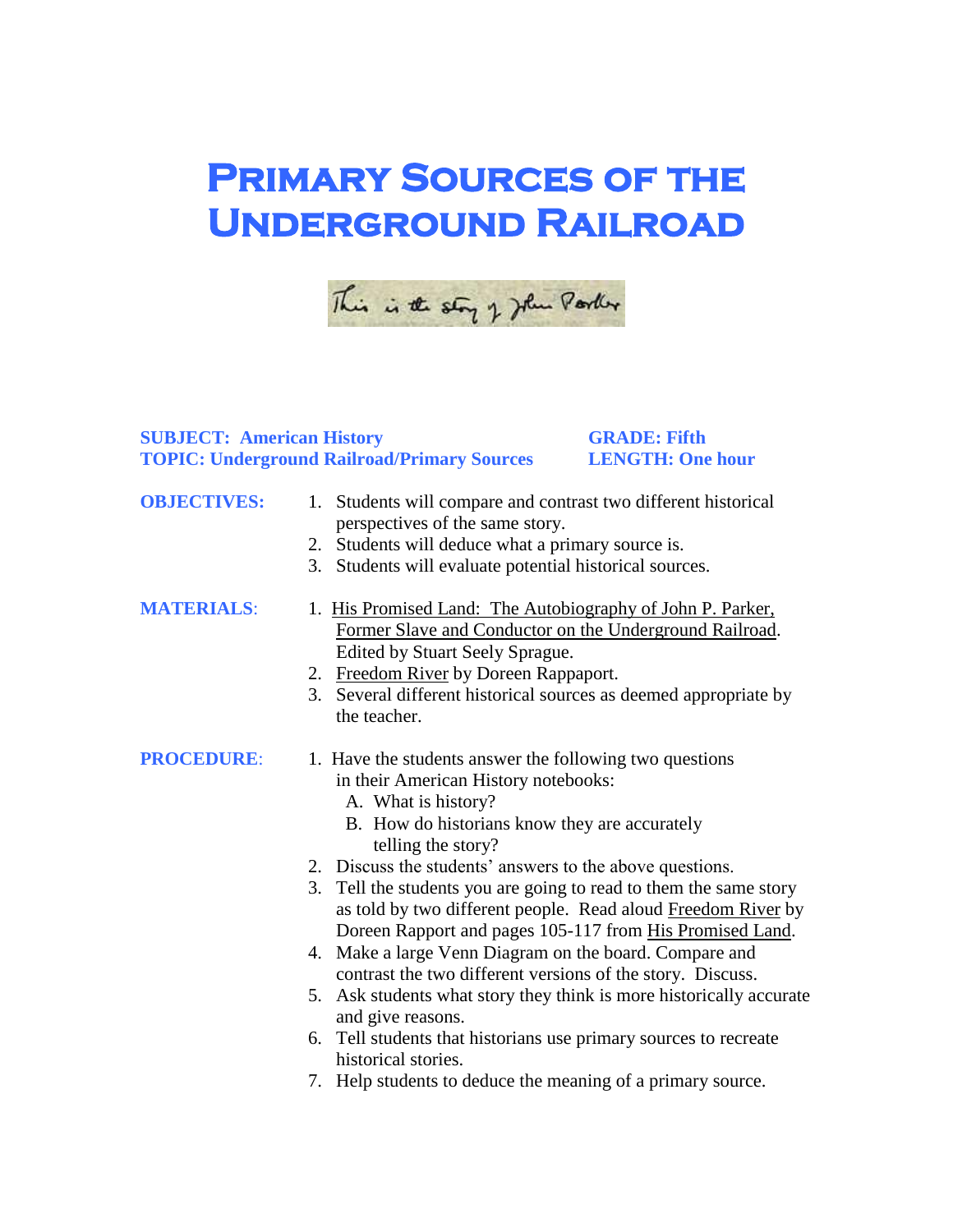# Primary Sources of the Underground Railroad

This is the story of John Parker

**SUBJECT: American History** **GRADE: Fifth**
**TOPIC: Underground Railroad/Primary Sources** **LENGTH: One hour**

**OBJECTIVES:**

1. Students will compare and contrast two different historical perspectives of the same story.
2. Students will deduce what a primary source is.
3. Students will evaluate potential historical sources.

**MATERIALS**:

1. His Promised Land: The Autobiography of John P. Parker, Former Slave and Conductor on the Underground Railroad. Edited by Stuart Seely Sprague.
2. Freedom River by Doreen Rappaport.
3. Several different historical sources as deemed appropriate by the teacher.

**PROCEDURE**:

1. Have the students answer the following two questions in their American History notebooks:
   A. What is history?
   B. How do historians know they are accurately telling the story?
2. Discuss the students' answers to the above questions.
3. Tell the students you are going to read to them the same story as told by two different people. Read aloud Freedom River by Doreen Rapport and pages 105-117 from His Promised Land.
4. Make a large Venn Diagram on the board. Compare and contrast the two different versions of the story. Discuss.
5. Ask students what story they think is more historically accurate and give reasons.
6. Tell students that historians use primary sources to recreate historical stories.
7. Help students to deduce the meaning of a primary source.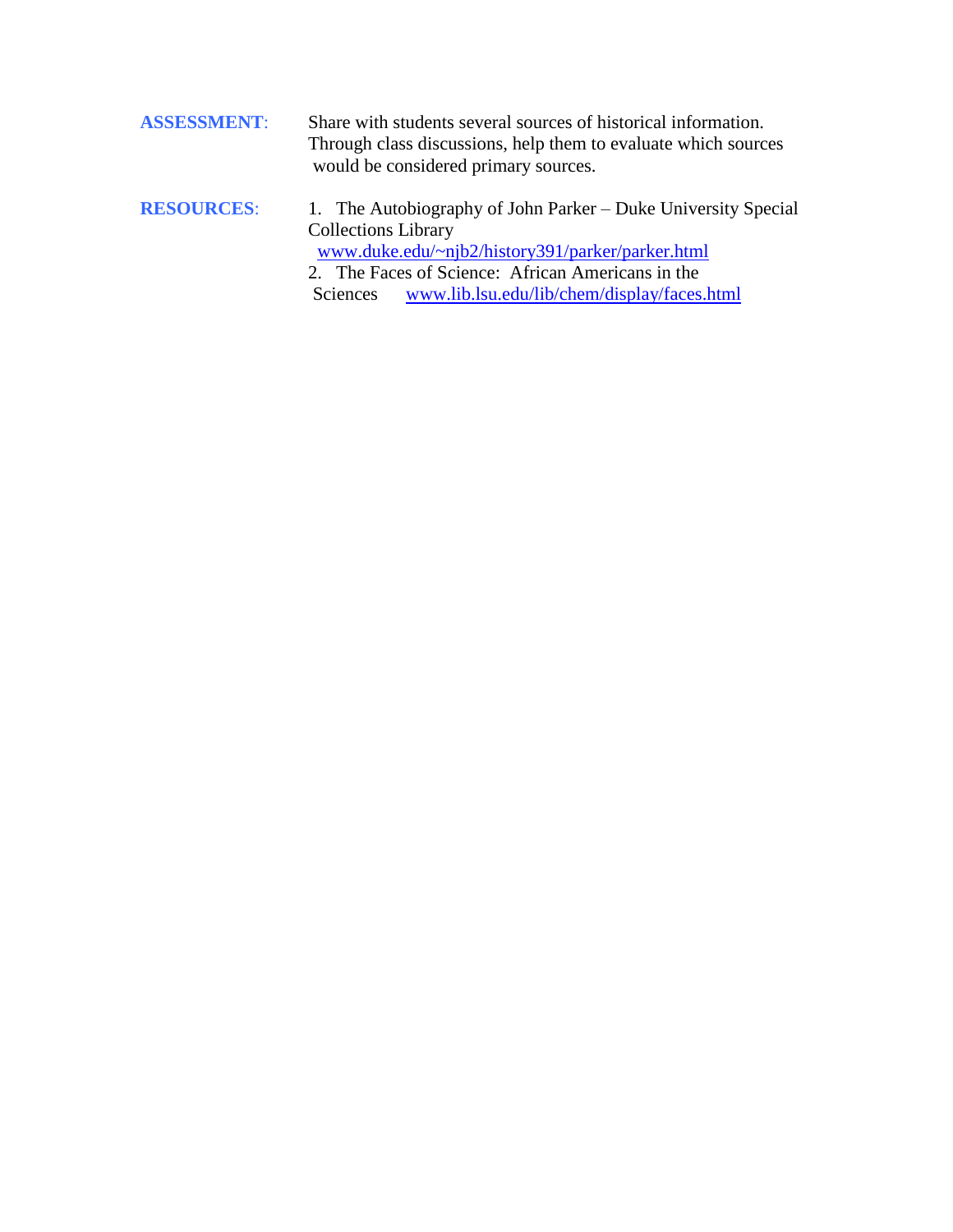**ASSESSMENT**: Share with students several sources of historical information. Through class discussions, help them to evaluate which sources would be considered primary sources.

**RESOURCES**:

1. The Autobiography of John Parker – Duke University Special Collections Library
   www.duke.edu/~njb2/history391/parker/parker.html
2. The Faces of Science: African Americans in the Sciences www.lib.lsu.edu/lib/chem/display/faces.html